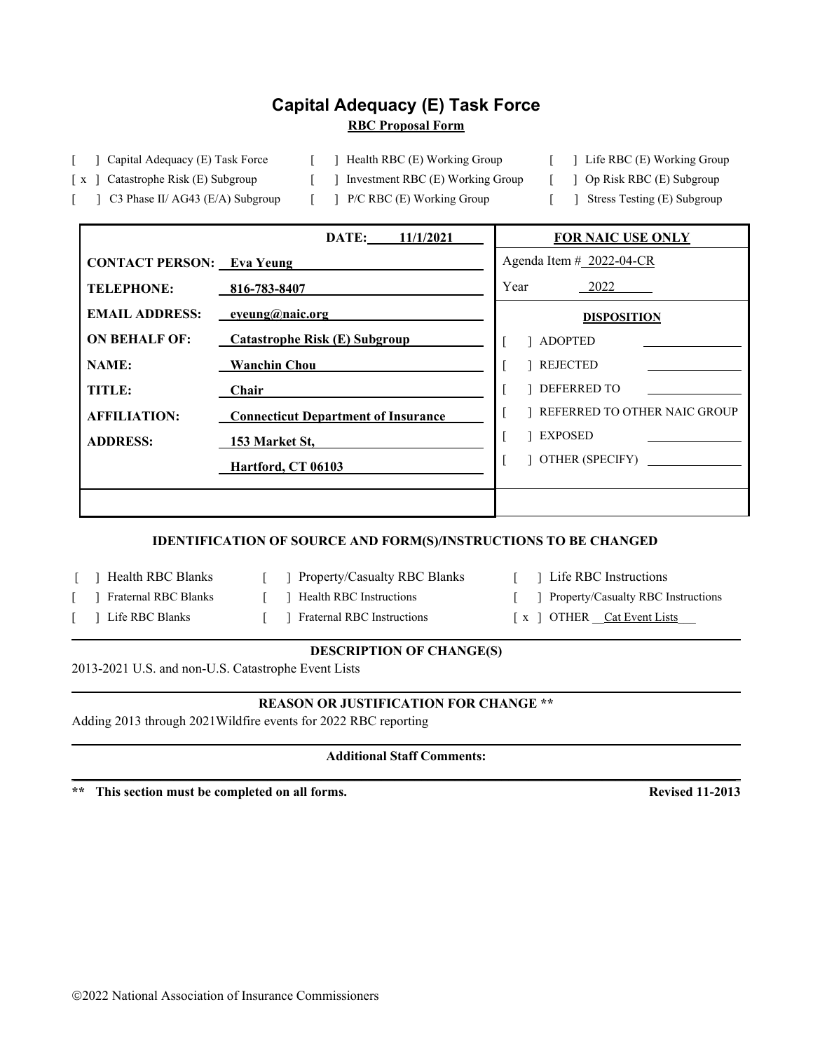# Capital Adequacy (E) Task Force

**RBC Proposal Form**

[ ] Capital Adequacy (E) Task Force
[ ] Health RBC (E) Working Group
[ ] Life RBC (E) Working Group
[ x ] Catastrophe Risk (E) Subgroup
[ ] Investment RBC (E) Working Group
[ ] Op Risk RBC (E) Subgroup
[ ] C3 Phase II/ AG43 (E/A) Subgroup
[ ] P/C RBC (E) Working Group
[ ] Stress Testing (E) Subgroup

| | DATE: 11/1/2021 | FOR NAIC USE ONLY |
|---|---|---|
| **CONTACT PERSON:** | **Eva Yeung** | Agenda Item # 2022-04-CR |
| **TELEPHONE:** | **816-783-8407** | Year 2022 |
| **EMAIL ADDRESS:** | **eyeung@naic.org** | **DISPOSITION** |
| **ON BEHALF OF:** | **Catastrophe Risk (E) Subgroup** | [ ] ADOPTED |
| **NAME:** | **Wanchin Chou** | [ ] REJECTED |
| **TITLE:** | **Chair** | [ ] DEFERRED TO |
| **AFFILIATION:** | **Connecticut Department of Insurance** | [ ] REFERRED TO OTHER NAIC GROUP |
| **ADDRESS:** | **153 Market St,** | [ ] EXPOSED |
| | **Hartford, CT 06103** | [ ] OTHER (SPECIFY) |

**IDENTIFICATION OF SOURCE AND FORM(S)/INSTRUCTIONS TO BE CHANGED**

[ ] Health RBC Blanks
[ ] Property/Casualty RBC Blanks
[ ] Life RBC Instructions
[ ] Fraternal RBC Blanks
[ ] Health RBC Instructions
[ ] Property/Casualty RBC Instructions
[ ] Life RBC Blanks
[ ] Fraternal RBC Instructions
[ x ] OTHER Cat Event Lists

**DESCRIPTION OF CHANGE(S)**

2013-2021 U.S. and non-U.S. Catastrophe Event Lists

**REASON OR JUSTIFICATION FOR CHANGE \*\***

Adding 2013 through 2021Wildfire events for 2022 RBC reporting

**Additional Staff Comments:**

**\*\* This section must be completed on all forms.** **Revised 11-2013**

©2022 National Association of Insurance Commissioners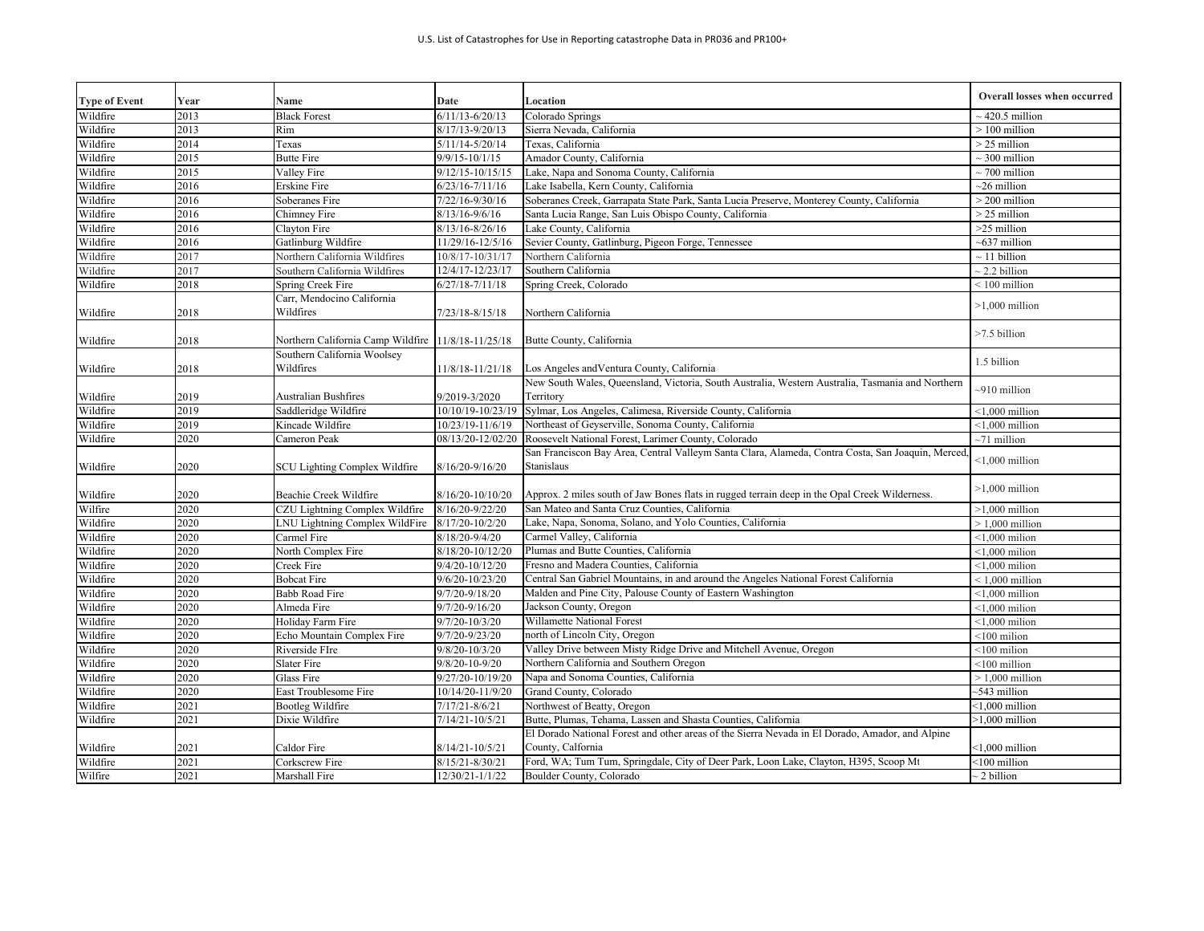| Type of Event | Year | Name | Date | Location | Overall losses when occurred |
|---|---|---|---|---|---|
| Wildfire | 2013 | Black Forest | 6/11/13-6/20/13 | Colorado Springs | ~ 420.5 million |
| Wildfire | 2013 | Rim | 8/17/13-9/20/13 | Sierra Nevada, California | > 100 million |
| Wildfire | 2014 | Texas | 5/11/14-5/20/14 | Texas, California | > 25 million |
| Wildfire | 2015 | Butte Fire | 9/9/15-10/1/15 | Amador County, California | ~ 300 million |
| Wildfire | 2015 | Valley Fire | 9/12/15-10/15/15 | Lake, Napa and Sonoma County, California | ~ 700 million |
| Wildfire | 2016 | Erskine Fire | 6/23/16-7/11/16 | Lake Isabella, Kern County, California | ~26 million |
| Wildfire | 2016 | Soberanes Fire | 7/22/16-9/30/16 | Soberanes Creek, Garrapata State Park, Santa Lucia Preserve, Monterey County, California | > 200 million |
| Wildfire | 2016 | Chimney Fire | 8/13/16-9/6/16 | Santa Lucia Range, San Luis Obispo County, California | > 25 million |
| Wildfire | 2016 | Clayton Fire | 8/13/16-8/26/16 | Lake County, California | >25 million |
| Wildfire | 2016 | Gatlinburg Wildfire | 11/29/16-12/5/16 | Sevier County, Gatlinburg, Pigeon Forge, Tennessee | ~637 million |
| Wildfire | 2017 | Northern California Wildfires | 10/8/17-10/31/17 | Northern California | ~ 11 billion |
| Wildfire | 2017 | Southern California Wildfires | 12/4/17-12/23/17 | Southern California | ~ 2.2 billion |
| Wildfire | 2018 | Spring Creek Fire | 6/27/18-7/11/18 | Spring Creek, Colorado | < 100 million |
| Wildfire | 2018 | Carr, Mendocino California Wildfires | 7/23/18-8/15/18 | Northern California | >1,000 million |
| Wildfire | 2018 | Northern California Camp Wildfire | 11/8/18-11/25/18 | Butte County, California | >7.5 billion |
| Wildfire | 2018 | Southern California Woolsey Wildfires | 11/8/18-11/21/18 | Los Angeles andVentura County, California | 1.5 billion |
| Wildfire | 2019 | Australian Bushfires | 9/2019-3/2020 | New South Wales, Queensland, Victoria, South Australia, Western Australia, Tasmania and Northern Territory | ~910 million |
| Wildfire | 2019 | Saddleridge Wildfire | 10/10/19-10/23/19 | Sylmar, Los Angeles, Calimesa, Riverside County, California | <1,000 million |
| Wildfire | 2019 | Kincade Wildfire | 10/23/19-11/6/19 | Northeast of Geyserville, Sonoma County, California | <1,000 million |
| Wildfire | 2020 | Cameron Peak | 08/13/20-12/02/20 | Roosevelt National Forest, Larimer County, Colorado | ~71 million |
| Wildfire | 2020 | SCU Lighting Complex Wildfire | 8/16/20-9/16/20 | San Francisco Bay Area, Central Valleym Santa Clara, Alameda, Contra Costa, San Joaquin, Merced, Stanislaus | <1,000 million |
| Wildfire | 2020 | Beachie Creek Wildfire | 8/16/20-10/10/20 | Approx. 2 miles south of Jaw Bones flats in rugged terrain deep in the Opal Creek Wilderness. | >1,000 million |
| Wilfire | 2020 | CZU Lightning Complex Wildfire | 8/16/20-9/22/20 | San Mateo and Santa Cruz Counties, California | >1,000 million |
| Wildfire | 2020 | LNU Lightning Complex WildFire | 8/17/20-10/2/20 | Lake, Napa, Sonoma, Solano, and Yolo Counties, California | > 1,000 million |
| Wildfire | 2020 | Carmel Fire | 8/18/20-9/4/20 | Carmel Valley, California | <1,000 milion |
| Wildfire | 2020 | North Complex Fire | 8/18/20-10/12/20 | Plumas and Butte Counties, California | <1,000 milion |
| Wildfire | 2020 | Creek Fire | 9/4/20-10/12/20 | Fresno and Madera Counties, California | <1,000 milion |
| Wildfire | 2020 | Bobcat Fire | 9/6/20-10/23/20 | Central San Gabriel Mountains, in and around the Angeles National Forest California | < 1,000 million |
| Wildfire | 2020 | Babb Road Fire | 9/7/20-9/18/20 | Malden and Pine City, Palouse County of Eastern Washington | <1,000 million |
| Wildfire | 2020 | Almeda Fire | 9/7/20-9/16/20 | Jackson County, Oregon | <1,000 milion |
| Wildfire | 2020 | Holiday Farm Fire | 9/7/20-10/3/20 | Willamette National Forest | <1,000 milion |
| Wildfire | 2020 | Echo Mountain Complex Fire | 9/7/20-9/23/20 | north of Lincoln City, Oregon | <100 milion |
| Wildfire | 2020 | Riverside FIre | 9/8/20-10/3/20 | Valley Drive between Misty Ridge Drive and Mitchell Avenue, Oregon | <100 milion |
| Wildfire | 2020 | Slater Fire | 9/8/20-10-9/20 | Northern California and Southern Oregon | <100 million |
| Wildfire | 2020 | Glass Fire | 9/27/20-10/19/20 | Napa and Sonoma Counties, California | > 1,000 million |
| Wildfire | 2020 | East Troublesome Fire | 10/14/20-11/9/20 | Grand County, Colorado | ~543 million |
| Wildfire | 2021 | Bootleg Wildfire | 7/17/21-8/6/21 | Northwest of Beatty, Oregon | <1,000 million |
| Wildfire | 2021 | Dixie Wildfire | 7/14/21-10/5/21 | Butte, Plumas, Tehama, Lassen and Shasta Counties, California | >1,000 million |
| Wildfire | 2021 | Caldor Fire | 8/14/21-10/5/21 | El Dorado National Forest and other areas of the Sierra Nevada in El Dorado, Amador, and Alpine County, California | <1,000 million |
| Wildfire | 2021 | Corkscrew Fire | 8/15/21-8/30/21 | Ford, WA; Tum Tum, Springdale, City of Deer Park, Loon Lake, Clayton, H395, Scoop Mt | <100 million |
| Wilfire | 2021 | Marshall Fire | 12/30/21-1/1/22 | Boulder County, Colorado | ~ 2 billion |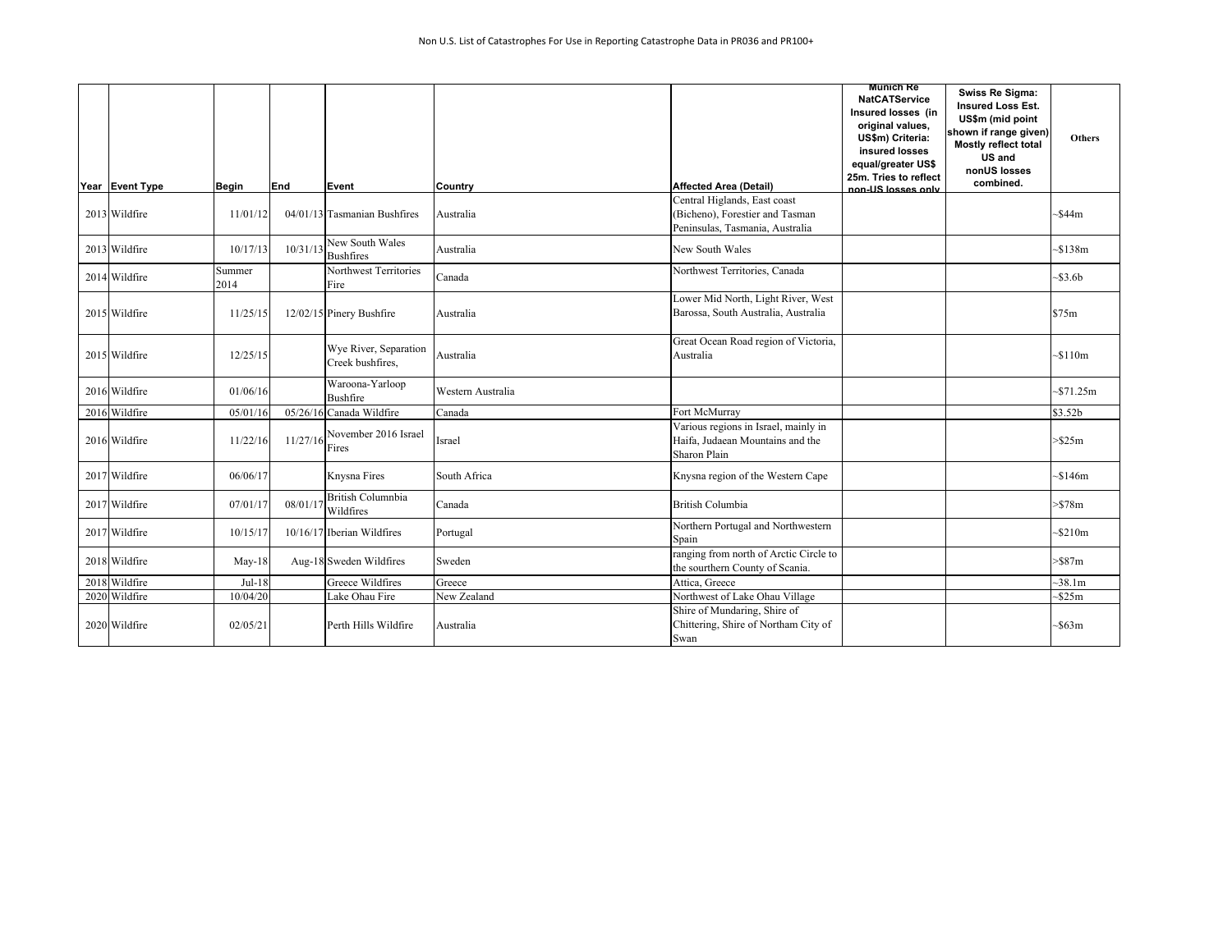Non U.S. List of Catastrophes For Use in Reporting Catastrophe Data in PR036 and PR100+

| Year | Event Type | Begin | End | Event | Country | Affected Area (Detail) | Munich Re NatCATService Insured losses (in original values, US$m) Criteria: insured losses equal/greater US$ 25m. Tries to reflect non-US losses only | Swiss Re Sigma: Insured Loss Est. US$m (mid point shown if range given) Mostly reflect total US and nonUS losses combined. | Others |
|---|---|---|---|---|---|---|---|---|---|
| 2013 | Wildfire | 11/01/12 | 04/01/13 | Tasmanian Bushfires | Australia | Central Higlands, East coast (Bicheno), Forestier and Tasman Peninsulas, Tasmania, Australia | | | ~$44m |
| 2013 | Wildfire | 10/17/13 | 10/31/13 | New South Wales Bushfires | Australia | New South Wales | | | ~$138m |
| 2014 | Wildfire | Summer 2014 | | Northwest Territories Fire | Canada | Northwest Territories, Canada | | | ~$3.6b |
| 2015 | Wildfire | 11/25/15 | 12/02/15 | Pinery Bushfire | Australia | Lower Mid North, Light River, West Barossa, South Australia, Australia | | | $75m |
| 2015 | Wildfire | 12/25/15 | | Wye River, Separation Creek bushfires, | Australia | Great Ocean Road region of Victoria, Australia | | | ~$110m |
| 2016 | Wildfire | 01/06/16 | | Waroona-Yarloop Bushfire | Western Australia | | | | ~$71.25m |
| 2016 | Wildfire | 05/01/16 | 05/26/16 | Canada Wildfire | Canada | Fort McMurray | | | $3.52b |
| 2016 | Wildfire | 11/22/16 | 11/27/16 | November 2016 Israel Fires | Israel | Various regions in Israel, mainly in Haifa, Judaean Mountains and the Sharon Plain | | | >$25m |
| 2017 | Wildfire | 06/06/17 | | Knysna Fires | South Africa | Knysna region of the Western Cape | | | ~$146m |
| 2017 | Wildfire | 07/01/17 | 08/01/17 | British Columnbia Wildfires | Canada | British Columbia | | | >$78m |
| 2017 | Wildfire | 10/15/17 | 10/16/17 | Iberian Wildfires | Portugal | Northern Portugal and Northwestern Spain | | | ~$210m |
| 2018 | Wildfire | May-18 | Aug-18 | Sweden Wildfires | Sweden | ranging from north of Arctic Circle to the sourthern County of Scania. | | | >$87m |
| 2018 | Wildfire | Jul-18 | | Greece Wildfires | Greece | Attica, Greece | | | ~38.1m |
| 2020 | Wildfire | 10/04/20 | | Lake Ohau Fire | New Zealand | Northwest of Lake Ohau Village | | | ~$25m |
| 2020 | Wildfire | 02/05/21 | | Perth Hills Wildfire | Australia | Shire of Mundaring, Shire of Chittering, Shire of Northam City of Swan | | | ~$63m |